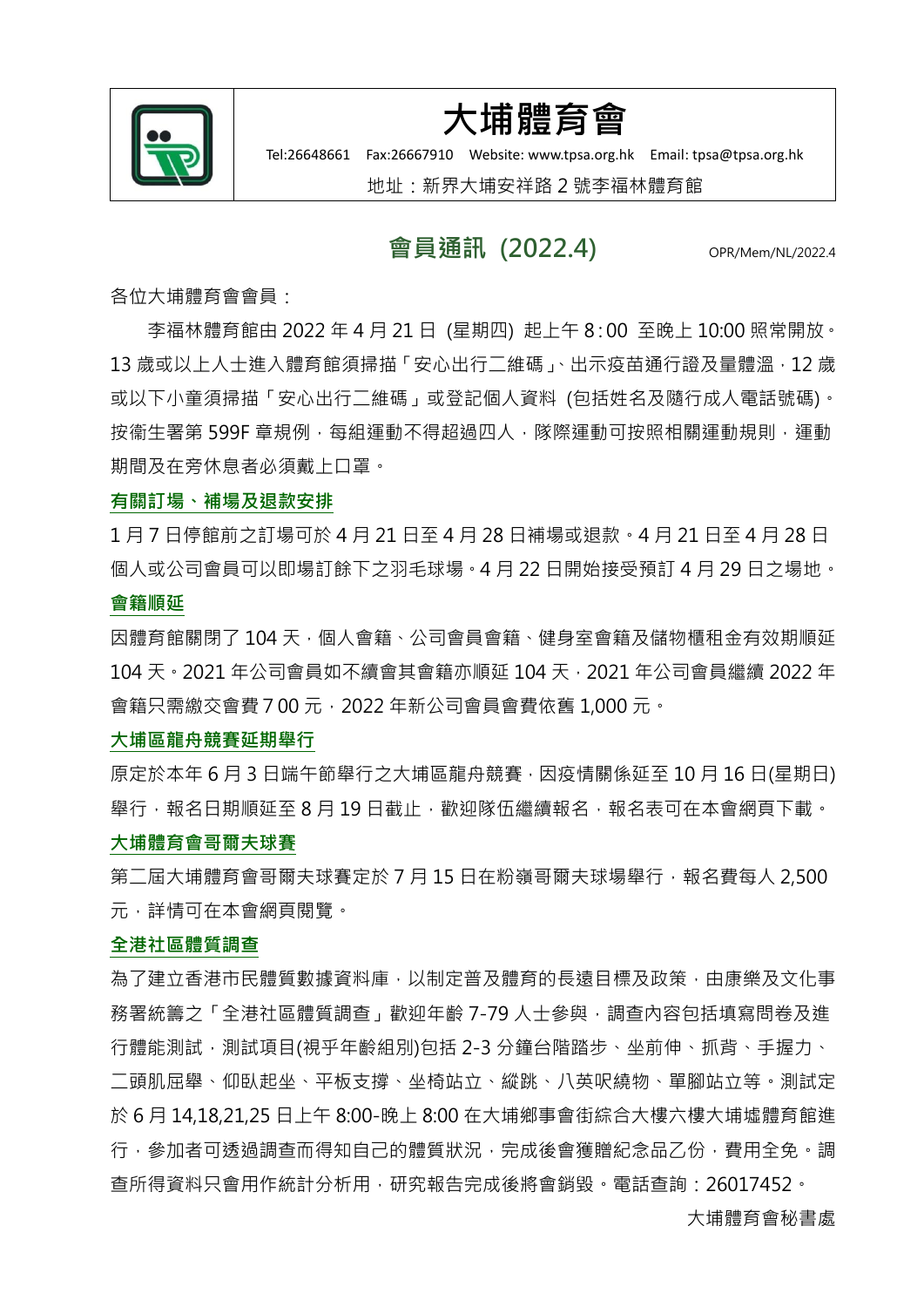# 大埔體育會

Tel:26648661 Fax:26667910 Website: www.tpsa.org.hk Email: tpsa@tpsa.org.hk

地址：新界大埔安祥路 2 號李福林體育館

## 會員通訊 (2022.4)

OPR/Mem/NL/2022.4

各位大埔體育會會員：

李福林體育館由 2022 年 4 月 21 日 (星期四) 起上午 8：00 至晚上 10:00 照常開放。13 歲或以上人士進入體育館須掃描「安心出行二維碼」、出示疫苗通行證及量體溫，12 歲或以下小童須掃描「安心出行二維碼」或登記個人資料 (包括姓名及隨行成人電話號碼)。按衞生署第 599F 章規例，每組運動不得超過四人，隊際運動可按照相關運動規則，運動期間及在旁休息者必須戴上口罩。

**有關訂場、補場及退款安排**

1 月 7 日停館前之訂場可於 4 月 21 日至 4 月 28 日補場或退款。4 月 21 日至 4 月 28 日個人或公司會員可以即場訂餘下之羽毛球場。4 月 22 日開始接受預訂 4 月 29 日之場地。

**會籍順延**

因體育館關閉了 104 天，個人會籍、公司會員會籍、健身室會籍及儲物櫃租金有效期順延 104 天。2021 年公司會員如不續會其會籍亦順延 104 天，2021 年公司會員繼續 2022 年會籍只需繳交會費 7 00 元，2022 年新公司會員會費依舊 1,000 元。

**大埔區龍舟競賽延期舉行**

原定於本年 6 月 3 日端午節舉行之大埔區龍舟競賽，因疫情關係延至 10 月 16 日(星期日)舉行，報名日期順延至 8 月 19 日截止，歡迎隊伍繼續報名，報名表可在本會網頁下載。

**大埔體育會哥爾夫球賽**

第二屆大埔體育會哥爾夫球賽定於 7 月 15 日在粉嶺哥爾夫球場舉行，報名費每人 2,500 元，詳情可在本會網頁閱覽。

**全港社區體質調查**

為了建立香港市民體質數據資料庫，以制定普及體育的長遠目標及政策，由康樂及文化事務署統籌之「全港社區體質調查」歡迎年齡 7-79 人士參與，調查內容包括填寫問卷及進行體能測試，測試項目(視乎年齡組別)包括 2-3 分鐘台階踏步、坐前伸、抓背、手握力、二頭肌屈舉、仰臥起坐、平板支撐、坐椅站立、縱跳、八英呎繞物、單腳站立等。測試定於 6 月 14,18,21,25 日上午 8:00-晚上 8:00 在大埔鄉事會街綜合大樓六樓大埔墟體育館進行，參加者可透過調查而得知自己的體質狀況，完成後會獲贈紀念品乙份，費用全免。調查所得資料只會用作統計分析用，研究報告完成後將會銷毀。電話查詢：26017452。

大埔體育會秘書處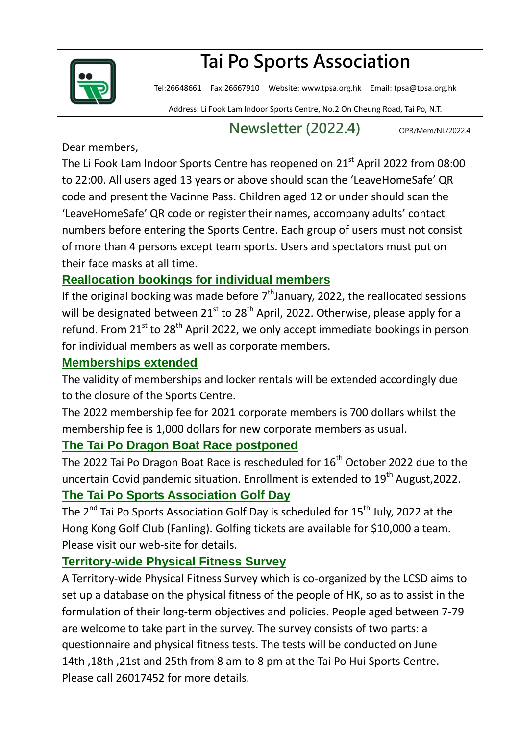# Tai Po Sports Association

Tel:26648661 Fax:26667910 Website: www.tpsa.org.hk Email: tpsa@tpsa.org.hk

Address: Li Fook Lam Indoor Sports Centre, No.2 On Cheung Road, Tai Po, N.T.

## Newsletter (2022.4)

OPR/Mem/NL/2022.4

Dear members,

The Li Fook Lam Indoor Sports Centre has reopened on 21st April 2022 from 08:00 to 22:00. All users aged 13 years or above should scan the 'LeaveHomeSafe' QR code and present the Vacinne Pass. Children aged 12 or under should scan the 'LeaveHomeSafe' QR code or register their names, accompany adults' contact numbers before entering the Sports Centre. Each group of users must not consist of more than 4 persons except team sports. Users and spectators must put on their face masks at all time.

### Reallocation bookings for individual members

If the original booking was made before 7th January, 2022, the reallocated sessions will be designated between 21st to 28th April, 2022. Otherwise, please apply for a refund. From 21st to 28th April 2022, we only accept immediate bookings in person for individual members as well as corporate members.

### Memberships extended

The validity of memberships and locker rentals will be extended accordingly due to the closure of the Sports Centre.

The 2022 membership fee for 2021 corporate members is 700 dollars whilst the membership fee is 1,000 dollars for new corporate members as usual.

### The Tai Po Dragon Boat Race postponed

The 2022 Tai Po Dragon Boat Race is rescheduled for 16th October 2022 due to the uncertain Covid pandemic situation. Enrollment is extended to 19th August,2022.

### The Tai Po Sports Association Golf Day

The 2nd Tai Po Sports Association Golf Day is scheduled for 15th July, 2022 at the Hong Kong Golf Club (Fanling). Golfing tickets are available for $10,000 a team. Please visit our web-site for details.

### Territory-wide Physical Fitness Survey

A Territory-wide Physical Fitness Survey which is co-organized by the LCSD aims to set up a database on the physical fitness of the people of HK, so as to assist in the formulation of their long-term objectives and policies. People aged between 7-79 are welcome to take part in the survey. The survey consists of two parts: a questionnaire and physical fitness tests. The tests will be conducted on June 14th ,18th ,21st and 25th from 8 am to 8 pm at the Tai Po Hui Sports Centre. Please call 26017452 for more details.